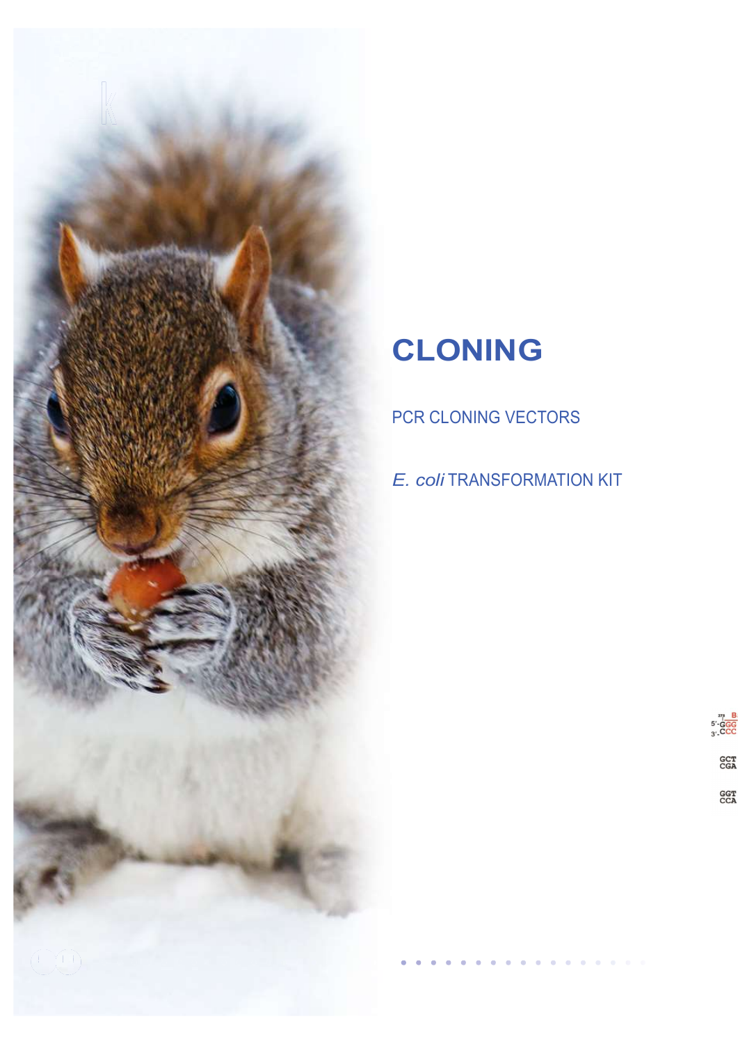# CLONING

PCR CLONING VECTORS

*E. coli* TRANSFORMATION KIT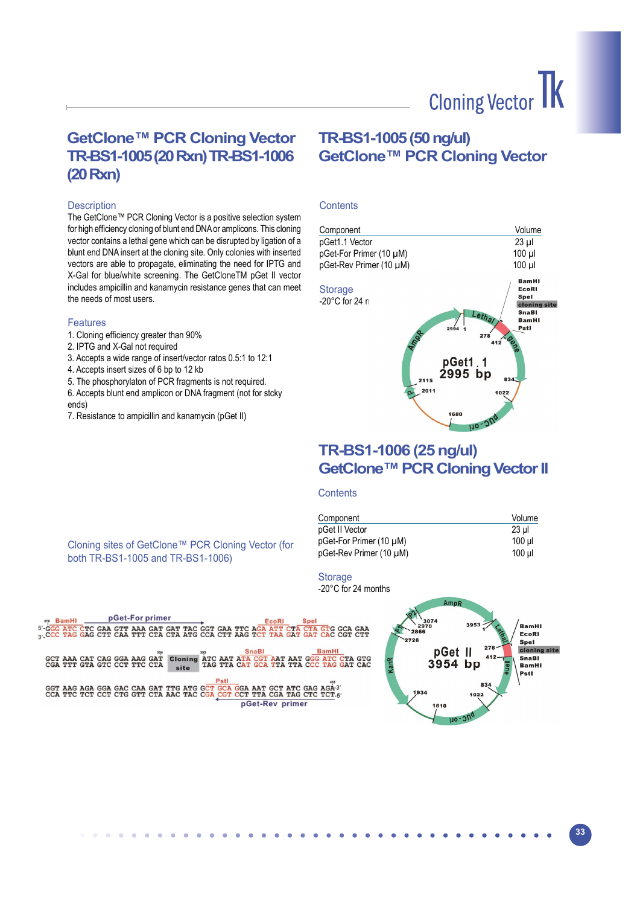# GetClone™ PCR Cloning Vector TR-BS1-1005 (20 Rxn) TR-BS1-1006 (20 Rxn)

## Description

The GetClone™ PCR Cloning Vector is a positive selection system for high efficiency cloning of blunt end DNA or amplicons. This cloning vector contains a lethal gene which can be disrupted by ligation of a blunt end DNA insert at the cloning site. Only colonies with inserted vectors are able to propagate, eliminating the need for IPTG and X-Gal for blue/white screening. The GetCloneTM pGet II vector includes ampicillin and kanamycin resistance genes that can meet the needs of most users.

## Features

1. Cloning efficiency greater than 90%
2. IPTG and X-Gal not required
3. Accepts a wide range of insert/vector ratos 0.5:1 to 12:1
4. Accepts insert sizes of 6 bp to 12 kb
5. The phosphorylaton of PCR fragments is not required.
6. Accepts blunt end amplicon or DNA fragment (not for stcky ends)
7. Resistance to ampicillin and kanamycin (pGet II)

# TR-BS1-1005 (50 ng/ul) GetClone™ PCR Cloning Vector

## Contents

| Component | Volume |
|---|---|
| pGet1.1 Vector | 23 µl |
| pGet-For Primer (10 µM) | 100 µl |
| pGet-Rev Primer (10 µM) | 100 µl |

## Storage

-20°C for 24 m

# TR-BS1-1006 (25 ng/ul) GetClone™ PCR Cloning Vector II

## Contents

| Component | Volume |
|---|---|
| pGet II Vector | 23 µl |
| pGet-For Primer (10 µM) | 100 µl |
| pGet-Rev Primer (10 µM) | 100 µl |

## Storage

-20°C for 24 months

## Cloning sites of GetClone™ PCR Cloning Vector (for both TR-BS1-1005 and TR-BS1-1006)

```
   BamHI        pGet-For primer                         EcoRI     SpeI
5'-GGG ATC CTC GAA GTT AAA GAT GAT TAC GGT GAA TTC AGA ATT CTA CTA GTG GCA GAA
3'-CCC TAG GAG CTT CAA TTT CTA CTA ATG CCA CTT AAG TCT TAA GAT GAT CAC CGT CTT

                                           SnaBI           BamHI
GCT AAA CAT CAG GGA AAG GAT  Cloning  ATC AAT ATA CGT AAT AAT GGG ATC CTA GTG
CGA TTT GTA GTC CCT TTC CTA   site    TAG TTA CAT GCA TTA TTA CCC TAG GAT CAC

                               PstI
GGT AAG AGA GGA GAC CAA GAT TTG ATG GCT GCA GGA AAT GCT ATC GAG AGA-3'
CCA TTC TCT CCT CTG GTT CTA AAC TAC CGA CGT CCT TTA CGA TAG CTC TCT-5'
                                        pGet-Rev primer
```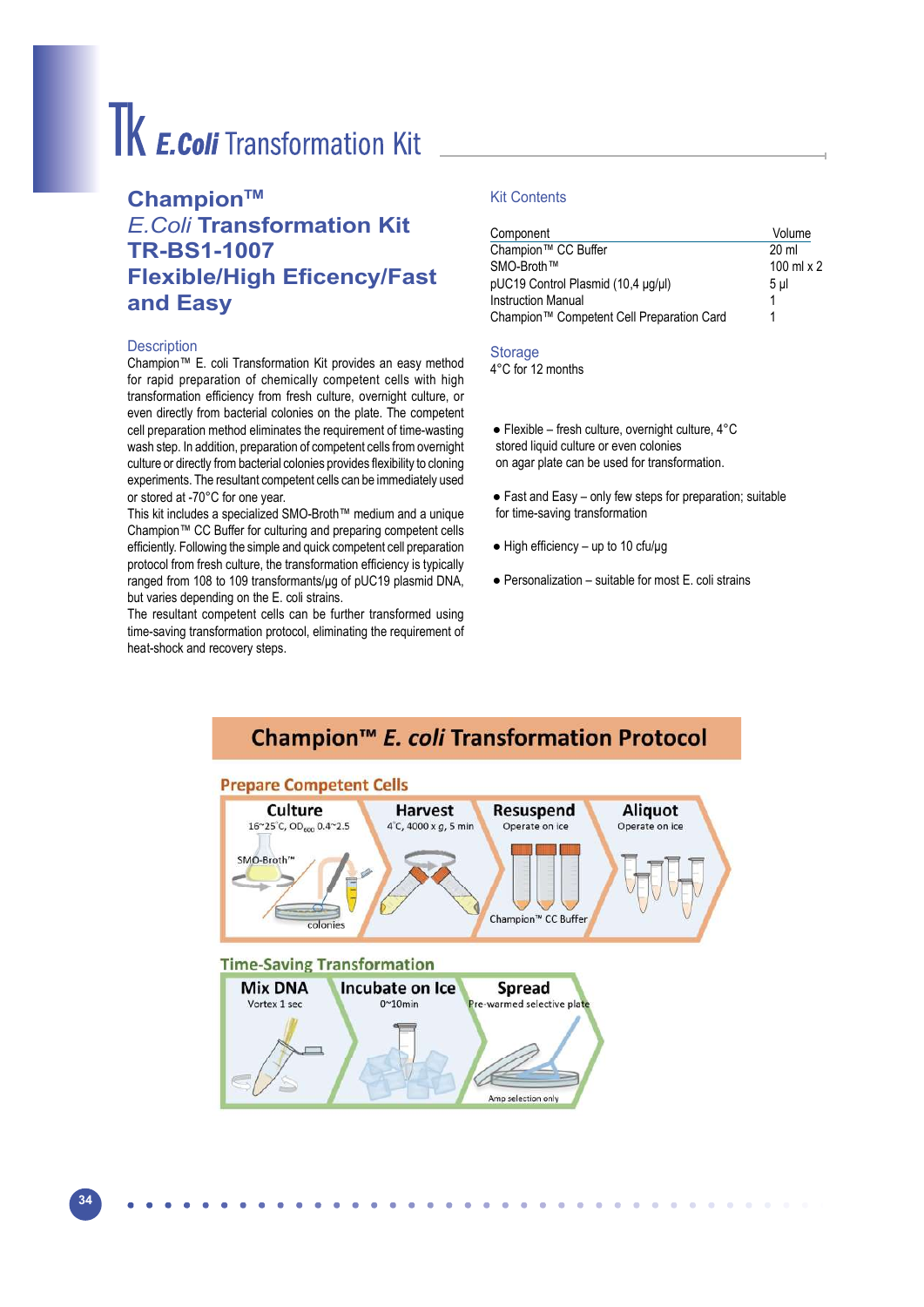# TK *E.Coli* Transformation Kit

## Champion™ *E.Coli* Transformation Kit TR-BS1-1007 Flexible/High Eficency/Fast and Easy

### Description

Champion™ E. coli Transformation Kit provides an easy method for rapid preparation of chemically competent cells with high transformation efficiency from fresh culture, overnight culture, or even directly from bacterial colonies on the plate. The competent cell preparation method eliminates the requirement of time-wasting wash step. In addition, preparation of competent cells from overnight culture or directly from bacterial colonies provides flexibility to cloning experiments. The resultant competent cells can be immediately used or stored at -70°C for one year.

This kit includes a specialized SMO-Broth™ medium and a unique Champion™ CC Buffer for culturing and preparing competent cells efficiently. Following the simple and quick competent cell preparation protocol from fresh culture, the transformation efficiency is typically ranged from 108 to 109 transformants/μg of pUC19 plasmid DNA, but varies depending on the E. coli strains.

The resultant competent cells can be further transformed using time-saving transformation protocol, eliminating the requirement of heat-shock and recovery steps.

### Kit Contents

| Component | Volume |
|---|---|
| Champion™ CC Buffer | 20 ml |
| SMO-Broth™ | 100 ml x 2 |
| pUC19 Control Plasmid (10,4 μg/μl) | 5 μl |
| Instruction Manual | 1 |
| Champion™ Competent Cell Preparation Card | 1 |

### Storage

4°C for 12 months

- Flexible – fresh culture, overnight culture, 4°C stored liquid culture or even colonies on agar plate can be used for transformation.
- Fast and Easy – only few steps for preparation; suitable for time-saving transformation
- High efficiency – up to 10 cfu/μg
- Personalization – suitable for most E. coli strains

## Champion™ *E. coli* Transformation Protocol

### Prepare Competent Cells

Culture
16~25°C, $OD_{600}$ 0.4~2.5
SMO-Broth™
colonies

Harvest
4°C, 4000 x g, 5 min

Resuspend
Operate on ice
Champion™ CC Buffer

Aliquot
Operate on ice

### Time-Saving Transformation

Mix DNA
Vortex 1 sec

Incubate on Ice
0~10min

Spread
Pre-warmed selective plate
Amp selection only